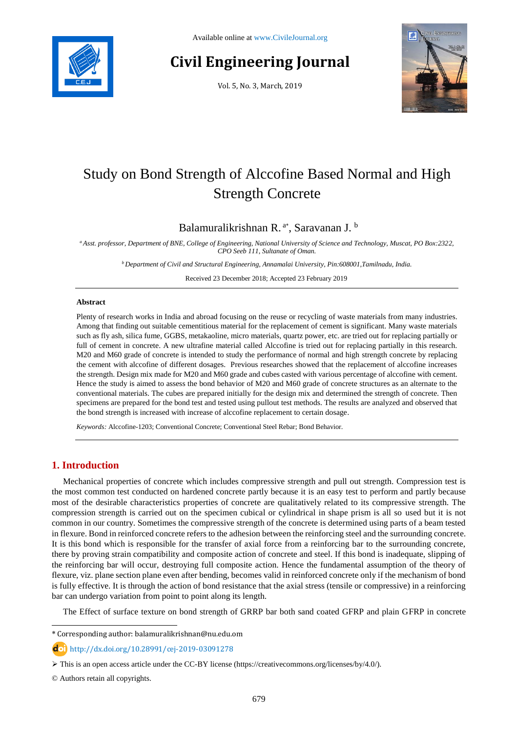Available online at www.CivileJournal.org

# Civil Engineering Journal

Vol. 5, No. 3, March, 2019

# Study on Bond Strength of Alccofine Based Normal and High Strength Concrete

Balamuralikrishnan R. [a*], Saravanan J. [b]

[a] *Asst. professor, Department of BNE, College of Engineering, National University of Science and Technology, Muscat, PO Box:2322, CPO Seeb 111, Sultanate of Oman.*

[b] *Department of Civil and Structural Engineering, Annamalai University, Pin:608001,Tamilnadu, India.*

Received 23 December 2018; Accepted 23 February 2019

## Abstract

Plenty of research works in India and abroad focusing on the reuse or recycling of waste materials from many industries. Among that finding out suitable cementitious material for the replacement of cement is significant. Many waste materials such as fly ash, silica fume, GGBS, metakaoline, micro materials, quartz power, etc. are tried out for replacing partially or full of cement in concrete. A new ultrafine material called Alccofine is tried out for replacing partially in this research. M20 and M60 grade of concrete is intended to study the performance of normal and high strength concrete by replacing the cement with alccofine of different dosages. Previous researches showed that the replacement of alccofine increases the strength. Design mix made for M20 and M60 grade and cubes casted with various percentage of alccofine with cement. Hence the study is aimed to assess the bond behavior of M20 and M60 grade of concrete structures as an alternate to the conventional materials. The cubes are prepared initially for the design mix and determined the strength of concrete. Then specimens are prepared for the bond test and tested using pullout test methods. The results are analyzed and observed that the bond strength is increased with increase of alccofine replacement to certain dosage.

*Keywords:* Alccofine-1203; Conventional Concrete; Conventional Steel Rebar; Bond Behavior.

## 1. Introduction

Mechanical properties of concrete which includes compressive strength and pull out strength. Compression test is the most common test conducted on hardened concrete partly because it is an easy test to perform and partly because most of the desirable characteristics properties of concrete are qualitatively related to its compressive strength. The compression strength is carried out on the specimen cubical or cylindrical in shape prism is all so used but it is not common in our country. Sometimes the compressive strength of the concrete is determined using parts of a beam tested in flexure. Bond in reinforced concrete refers to the adhesion between the reinforcing steel and the surrounding concrete. It is this bond which is responsible for the transfer of axial force from a reinforcing bar to the surrounding concrete, there by proving strain compatibility and composite action of concrete and steel. If this bond is inadequate, slipping of the reinforcing bar will occur, destroying full composite action. Hence the fundamental assumption of the theory of flexure, viz. plane section plane even after bending, becomes valid in reinforced concrete only if the mechanism of bond is fully effective. It is through the action of bond resistance that the axial stress (tensile or compressive) in a reinforcing bar can undergo variation from point to point along its length.

The Effect of surface texture on bond strength of GRRP bar both sand coated GFRP and plain GFRP in concrete

---

\* Corresponding author: balamuralikrishnan@nu.edu.om

http://dx.doi.org/10.28991/cej-2019-03091278

➢ This is an open access article under the CC-BY license (https://creativecommons.org/licenses/by/4.0/).

© Authors retain all copyrights.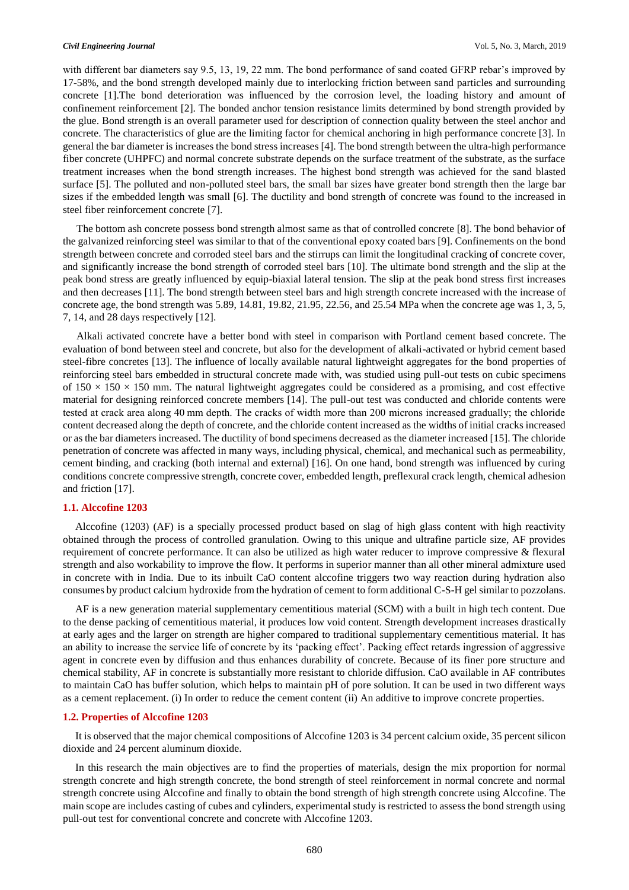with different bar diameters say 9.5, 13, 19, 22 mm. The bond performance of sand coated GFRP rebar's improved by 17-58%, and the bond strength developed mainly due to interlocking friction between sand particles and surrounding concrete [1].The bond deterioration was influenced by the corrosion level, the loading history and amount of confinement reinforcement [2]. The bonded anchor tension resistance limits determined by bond strength provided by the glue. Bond strength is an overall parameter used for description of connection quality between the steel anchor and concrete. The characteristics of glue are the limiting factor for chemical anchoring in high performance concrete [3]. In general the bar diameter is increases the bond stress increases [4]. The bond strength between the ultra-high performance fiber concrete (UHPFC) and normal concrete substrate depends on the surface treatment of the substrate, as the surface treatment increases when the bond strength increases. The highest bond strength was achieved for the sand blasted surface [5]. The polluted and non-polluted steel bars, the small bar sizes have greater bond strength then the large bar sizes if the embedded length was small [6]. The ductility and bond strength of concrete was found to the increased in steel fiber reinforcement concrete [7].

The bottom ash concrete possess bond strength almost same as that of controlled concrete [8]. The bond behavior of the galvanized reinforcing steel was similar to that of the conventional epoxy coated bars [9]. Confinements on the bond strength between concrete and corroded steel bars and the stirrups can limit the longitudinal cracking of concrete cover, and significantly increase the bond strength of corroded steel bars [10]. The ultimate bond strength and the slip at the peak bond stress are greatly influenced by equip-biaxial lateral tension. The slip at the peak bond stress first increases and then decreases [11]. The bond strength between steel bars and high strength concrete increased with the increase of concrete age, the bond strength was 5.89, 14.81, 19.82, 21.95, 22.56, and 25.54 MPa when the concrete age was 1, 3, 5, 7, 14, and 28 days respectively [12].

Alkali activated concrete have a better bond with steel in comparison with Portland cement based concrete. The evaluation of bond between steel and concrete, but also for the development of alkali-activated or hybrid cement based steel-fibre concretes [13]. The influence of locally available natural lightweight aggregates for the bond properties of reinforcing steel bars embedded in structural concrete made with, was studied using pull-out tests on cubic specimens of 150 × 150 × 150 mm. The natural lightweight aggregates could be considered as a promising, and cost effective material for designing reinforced concrete members [14]. The pull-out test was conducted and chloride contents were tested at crack area along 40 mm depth. The cracks of width more than 200 microns increased gradually; the chloride content decreased along the depth of concrete, and the chloride content increased as the widths of initial cracks increased or as the bar diameters increased. The ductility of bond specimens decreased as the diameter increased [15]. The chloride penetration of concrete was affected in many ways, including physical, chemical, and mechanical such as permeability, cement binding, and cracking (both internal and external) [16]. On one hand, bond strength was influenced by curing conditions concrete compressive strength, concrete cover, embedded length, preflexural crack length, chemical adhesion and friction [17].

### 1.1. Alccofine 1203

Alccofine (1203) (AF) is a specially processed product based on slag of high glass content with high reactivity obtained through the process of controlled granulation. Owing to this unique and ultrafine particle size, AF provides requirement of concrete performance. It can also be utilized as high water reducer to improve compressive & flexural strength and also workability to improve the flow. It performs in superior manner than all other mineral admixture used in concrete with in India. Due to its inbuilt CaO content alccofine triggers two way reaction during hydration also consumes by product calcium hydroxide from the hydration of cement to form additional C-S-H gel similar to pozzolans.

AF is a new generation material supplementary cementitious material (SCM) with a built in high tech content. Due to the dense packing of cementitious material, it produces low void content. Strength development increases drastically at early ages and the larger on strength are higher compared to traditional supplementary cementitious material. It has an ability to increase the service life of concrete by its 'packing effect'. Packing effect retards ingression of aggressive agent in concrete even by diffusion and thus enhances durability of concrete. Because of its finer pore structure and chemical stability, AF in concrete is substantially more resistant to chloride diffusion. CaO available in AF contributes to maintain CaO has buffer solution, which helps to maintain pH of pore solution. It can be used in two different ways as a cement replacement. (i) In order to reduce the cement content (ii) An additive to improve concrete properties.

### 1.2. Properties of Alccofine 1203

It is observed that the major chemical compositions of Alccofine 1203 is 34 percent calcium oxide, 35 percent silicon dioxide and 24 percent aluminum dioxide.

In this research the main objectives are to find the properties of materials, design the mix proportion for normal strength concrete and high strength concrete, the bond strength of steel reinforcement in normal concrete and normal strength concrete using Alccofine and finally to obtain the bond strength of high strength concrete using Alccofine. The main scope are includes casting of cubes and cylinders, experimental study is restricted to assess the bond strength using pull-out test for conventional concrete and concrete with Alccofine 1203.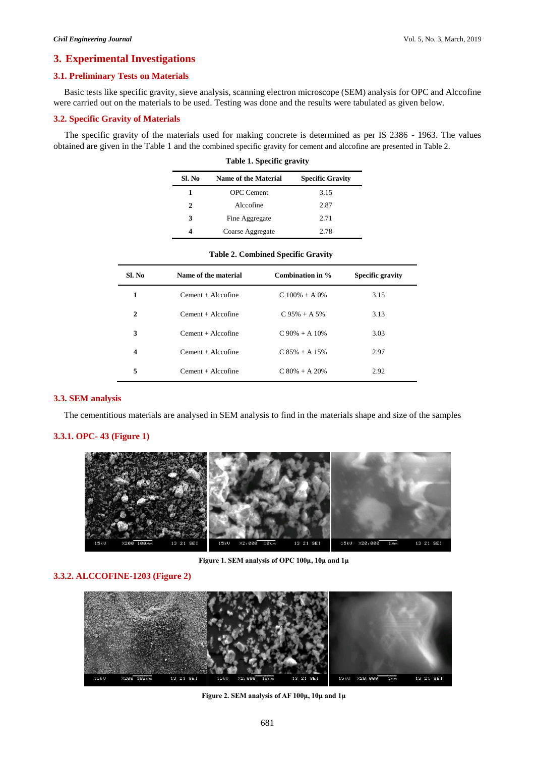## 3. Experimental Investigations

### 3.1. Preliminary Tests on Materials

Basic tests like specific gravity, sieve analysis, scanning electron microscope (SEM) analysis for OPC and Alccofine were carried out on the materials to be used. Testing was done and the results were tabulated as given below.

### 3.2. Specific Gravity of Materials

The specific gravity of the materials used for making concrete is determined as per IS 2386 - 1963. The values obtained are given in the Table 1 and the combined specific gravity for cement and alccofine are presented in Table 2.

**Table 1. Specific gravity**

| Sl. No | Name of the Material | Specific Gravity |
|---|---|---|
| 1 | OPC Cement | 3.15 |
| 2 | Alccofine | 2.87 |
| 3 | Fine Aggregate | 2.71 |
| 4 | Coarse Aggregate | 2.78 |

**Table 2. Combined Specific Gravity**

| Sl. No | Name of the material | Combination in % | Specific gravity |
|---|---|---|---|
| 1 | Cement + Alccofine | C 100% + A 0% | 3.15 |
| 2 | Cement + Alccofine | C 95% + A 5% | 3.13 |
| 3 | Cement + Alccofine | C 90% + A 10% | 3.03 |
| 4 | Cement + Alccofine | C 85% + A 15% | 2.97 |
| 5 | Cement + Alccofine | C 80% + A 20% | 2.92 |

### 3.3. SEM analysis

The cementitious materials are analysed in SEM analysis to find in the materials shape and size of the samples

#### 3.3.1. OPC- 43 (Figure 1)

**Figure 1. SEM analysis of OPC 100µ, 10µ and 1µ**

#### 3.3.2. ALCCOFINE-1203 (Figure 2)

**Figure 2. SEM analysis of AF 100µ, 10µ and 1µ**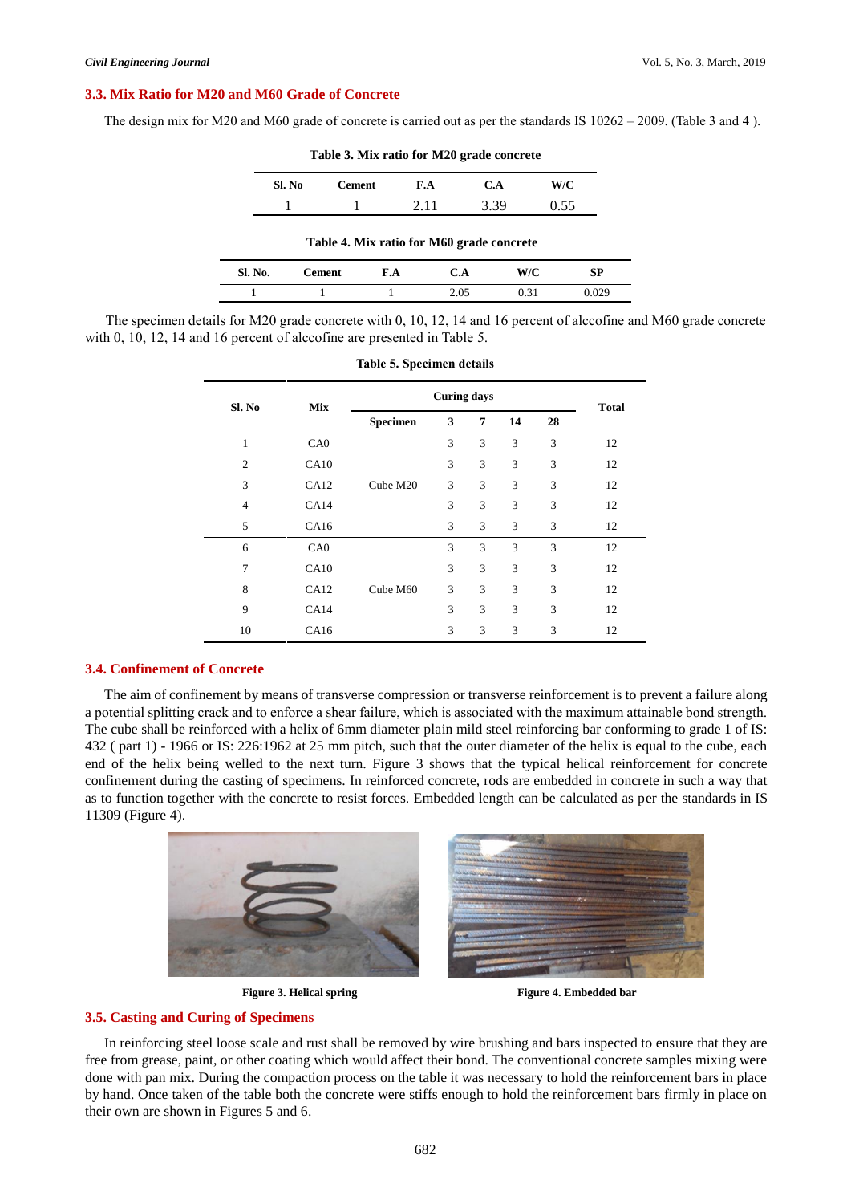### 3.3. Mix Ratio for M20 and M60 Grade of Concrete

The design mix for M20 and M60 grade of concrete is carried out as per the standards IS 10262 – 2009. (Table 3 and 4 ).

**Table 3. Mix ratio for M20 grade concrete**

| Sl. No | Cement | F.A | C.A | W/C |
|---|---|---|---|---|
| 1 | 1 | 2.11 | 3.39 | 0.55 |

**Table 4. Mix ratio for M60 grade concrete**

| Sl. No. | Cement | F.A | C.A | W/C | SP |
|---|---|---|---|---|---|
| 1 | 1 | 1 | 2.05 | 0.31 | 0.029 |

The specimen details for M20 grade concrete with 0, 10, 12, 14 and 16 percent of alccofine and M60 grade concrete with 0, 10, 12, 14 and 16 percent of alccofine are presented in Table 5.

**Table 5. Specimen details**

| Sl. No | Mix | Curing days | | | | | Total |
|---|---|---|---|---|---|---|---|
| | | Specimen | 3 | 7 | 14 | 28 | |
| 1 | CA0 | Cube M20 | 3 | 3 | 3 | 3 | 12 |
| 2 | CA10 | | 3 | 3 | 3 | 3 | 12 |
| 3 | CA12 | | 3 | 3 | 3 | 3 | 12 |
| 4 | CA14 | | 3 | 3 | 3 | 3 | 12 |
| 5 | CA16 | | 3 | 3 | 3 | 3 | 12 |
| 6 | CA0 | Cube M60 | 3 | 3 | 3 | 3 | 12 |
| 7 | CA10 | | 3 | 3 | 3 | 3 | 12 |
| 8 | CA12 | | 3 | 3 | 3 | 3 | 12 |
| 9 | CA14 | | 3 | 3 | 3 | 3 | 12 |
| 10 | CA16 | | 3 | 3 | 3 | 3 | 12 |

### 3.4. Confinement of Concrete

The aim of confinement by means of transverse compression or transverse reinforcement is to prevent a failure along a potential splitting crack and to enforce a shear failure, which is associated with the maximum attainable bond strength. The cube shall be reinforced with a helix of 6mm diameter plain mild steel reinforcing bar conforming to grade 1 of IS: 432 ( part 1) - 1966 or IS: 226:1962 at 25 mm pitch, such that the outer diameter of the helix is equal to the cube, each end of the helix being welled to the next turn. Figure 3 shows that the typical helical reinforcement for concrete confinement during the casting of specimens. In reinforced concrete, rods are embedded in concrete in such a way that as to function together with the concrete to resist forces. Embedded length can be calculated as per the standards in IS 11309 (Figure 4).

**Figure 3. Helical spring**

**Figure 4. Embedded bar**

### 3.5. Casting and Curing of Specimens

In reinforcing steel loose scale and rust shall be removed by wire brushing and bars inspected to ensure that they are free from grease, paint, or other coating which would affect their bond. The conventional concrete samples mixing were done with pan mix. During the compaction process on the table it was necessary to hold the reinforcement bars in place by hand. Once taken of the table both the concrete were stiffs enough to hold the reinforcement bars firmly in place on their own are shown in Figures 5 and 6.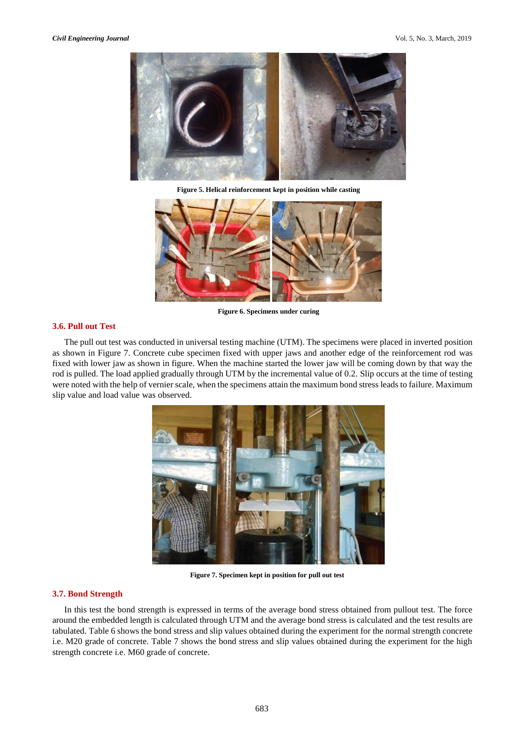Figure 5. Helical reinforcement kept in position while casting

Figure 6. Specimens under curing

### 3.6. Pull out Test

The pull out test was conducted in universal testing machine (UTM). The specimens were placed in inverted position as shown in Figure 7. Concrete cube specimen fixed with upper jaws and another edge of the reinforcement rod was fixed with lower jaw as shown in figure. When the machine started the lower jaw will be coming down by that way the rod is pulled. The load applied gradually through UTM by the incremental value of 0.2. Slip occurs at the time of testing were noted with the help of vernier scale, when the specimens attain the maximum bond stress leads to failure. Maximum slip value and load value was observed.

Figure 7. Specimen kept in position for pull out test

### 3.7. Bond Strength

In this test the bond strength is expressed in terms of the average bond stress obtained from pullout test. The force around the embedded length is calculated through UTM and the average bond stress is calculated and the test results are tabulated. Table 6 shows the bond stress and slip values obtained during the experiment for the normal strength concrete i.e. M20 grade of concrete. Table 7 shows the bond stress and slip values obtained during the experiment for the high strength concrete i.e. M60 grade of concrete.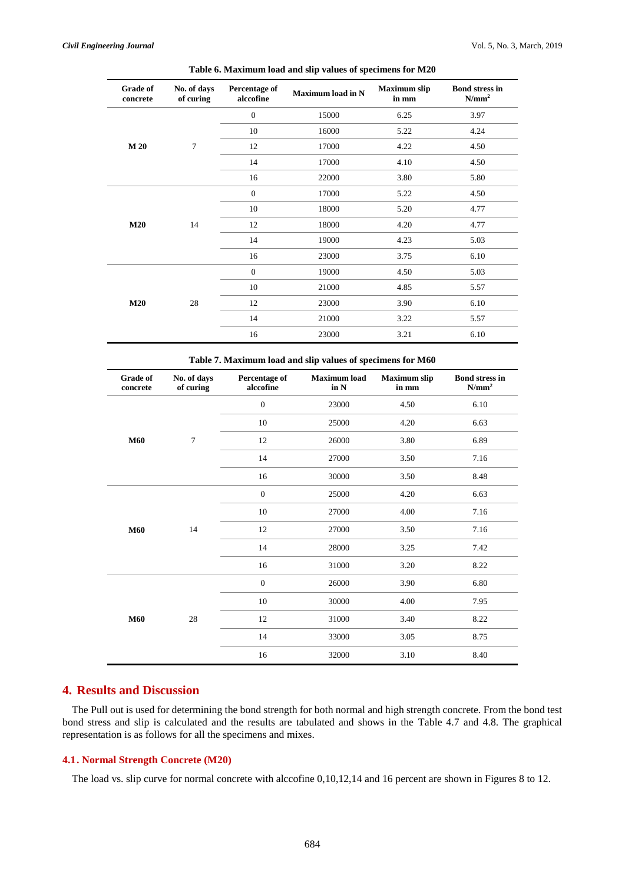**Table 6. Maximum load and slip values of specimens for M20**

| Grade of concrete | No. of days of curing | Percentage of alccofine | Maximum load in N | Maximum slip in mm | Bond stress in $N/mm^2$ |
|---|---|---|---|---|---|
| M 20 | 7 | 0 | 15000 | 6.25 | 3.97 |
| | | 10 | 16000 | 5.22 | 4.24 |
| | | 12 | 17000 | 4.22 | 4.50 |
| | | 14 | 17000 | 4.10 | 4.50 |
| | | 16 | 22000 | 3.80 | 5.80 |
| M20 | 14 | 0 | 17000 | 5.22 | 4.50 |
| | | 10 | 18000 | 5.20 | 4.77 |
| | | 12 | 18000 | 4.20 | 4.77 |
| | | 14 | 19000 | 4.23 | 5.03 |
| | | 16 | 23000 | 3.75 | 6.10 |
| M20 | 28 | 0 | 19000 | 4.50 | 5.03 |
| | | 10 | 21000 | 4.85 | 5.57 |
| | | 12 | 23000 | 3.90 | 6.10 |
| | | 14 | 21000 | 3.22 | 5.57 |
| | | 16 | 23000 | 3.21 | 6.10 |

**Table 7. Maximum load and slip values of specimens for M60**

| Grade of concrete | No. of days of curing | Percentage of alccofine | Maximum load in N | Maximum slip in mm | Bond stress in $N/mm^2$ |
|---|---|---|---|---|---|
| M60 | 7 | 0 | 23000 | 4.50 | 6.10 |
| | | 10 | 25000 | 4.20 | 6.63 |
| | | 12 | 26000 | 3.80 | 6.89 |
| | | 14 | 27000 | 3.50 | 7.16 |
| | | 16 | 30000 | 3.50 | 8.48 |
| M60 | 14 | 0 | 25000 | 4.20 | 6.63 |
| | | 10 | 27000 | 4.00 | 7.16 |
| | | 12 | 27000 | 3.50 | 7.16 |
| | | 14 | 28000 | 3.25 | 7.42 |
| | | 16 | 31000 | 3.20 | 8.22 |
| M60 | 28 | 0 | 26000 | 3.90 | 6.80 |
| | | 10 | 30000 | 4.00 | 7.95 |
| | | 12 | 31000 | 3.40 | 8.22 |
| | | 14 | 33000 | 3.05 | 8.75 |
| | | 16 | 32000 | 3.10 | 8.40 |

## 4. Results and Discussion

The Pull out is used for determining the bond strength for both normal and high strength concrete. From the bond test bond stress and slip is calculated and the results are tabulated and shows in the Table 4.7 and 4.8. The graphical representation is as follows for all the specimens and mixes.

### 4.1. Normal Strength Concrete (M20)

The load vs. slip curve for normal concrete with alccofine 0,10,12,14 and 16 percent are shown in Figures 8 to 12.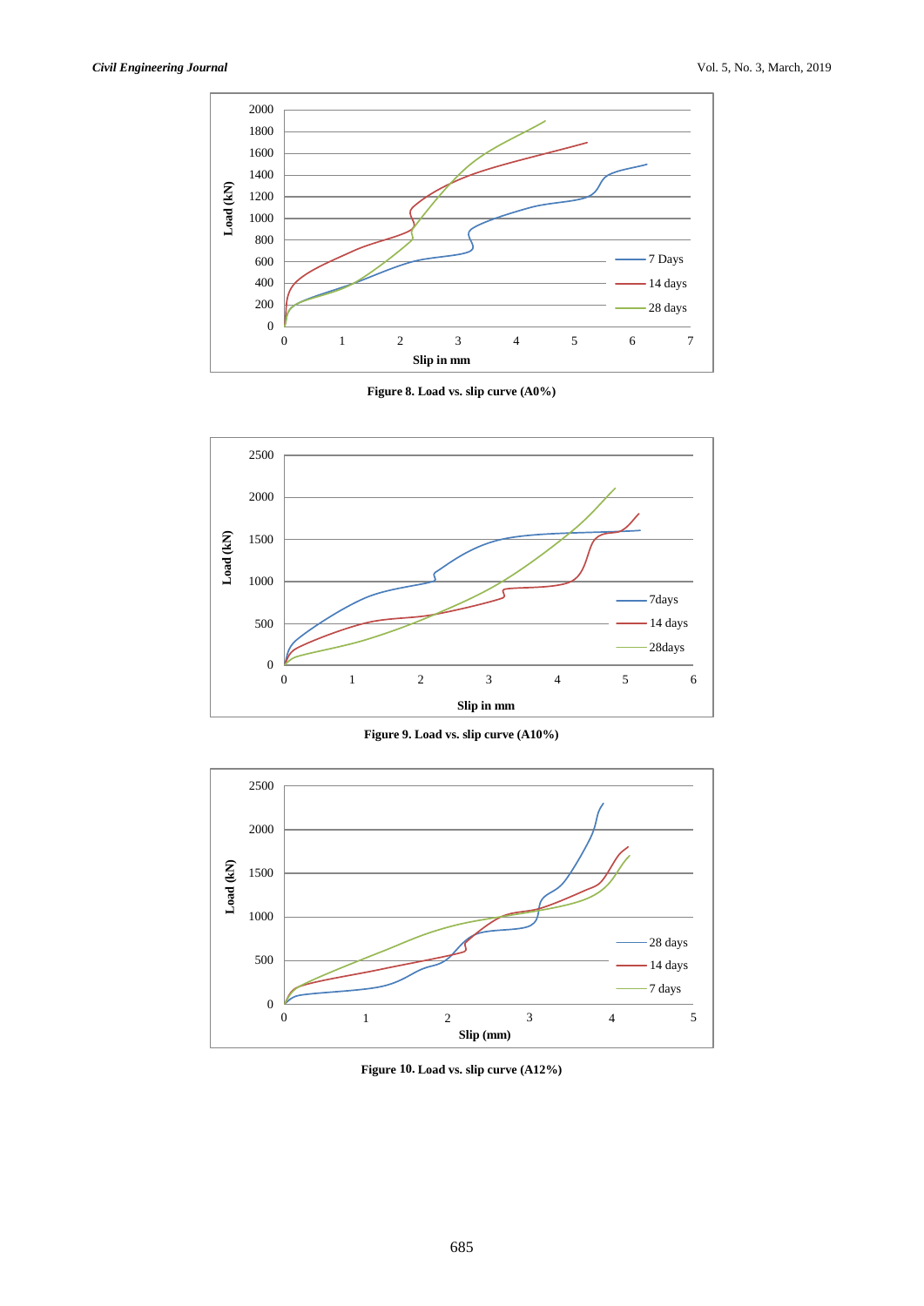Figure 8. Load vs. slip curve (A0%)

Figure 9. Load vs. slip curve (A10%)

Figure 10. Load vs. slip curve (A12%)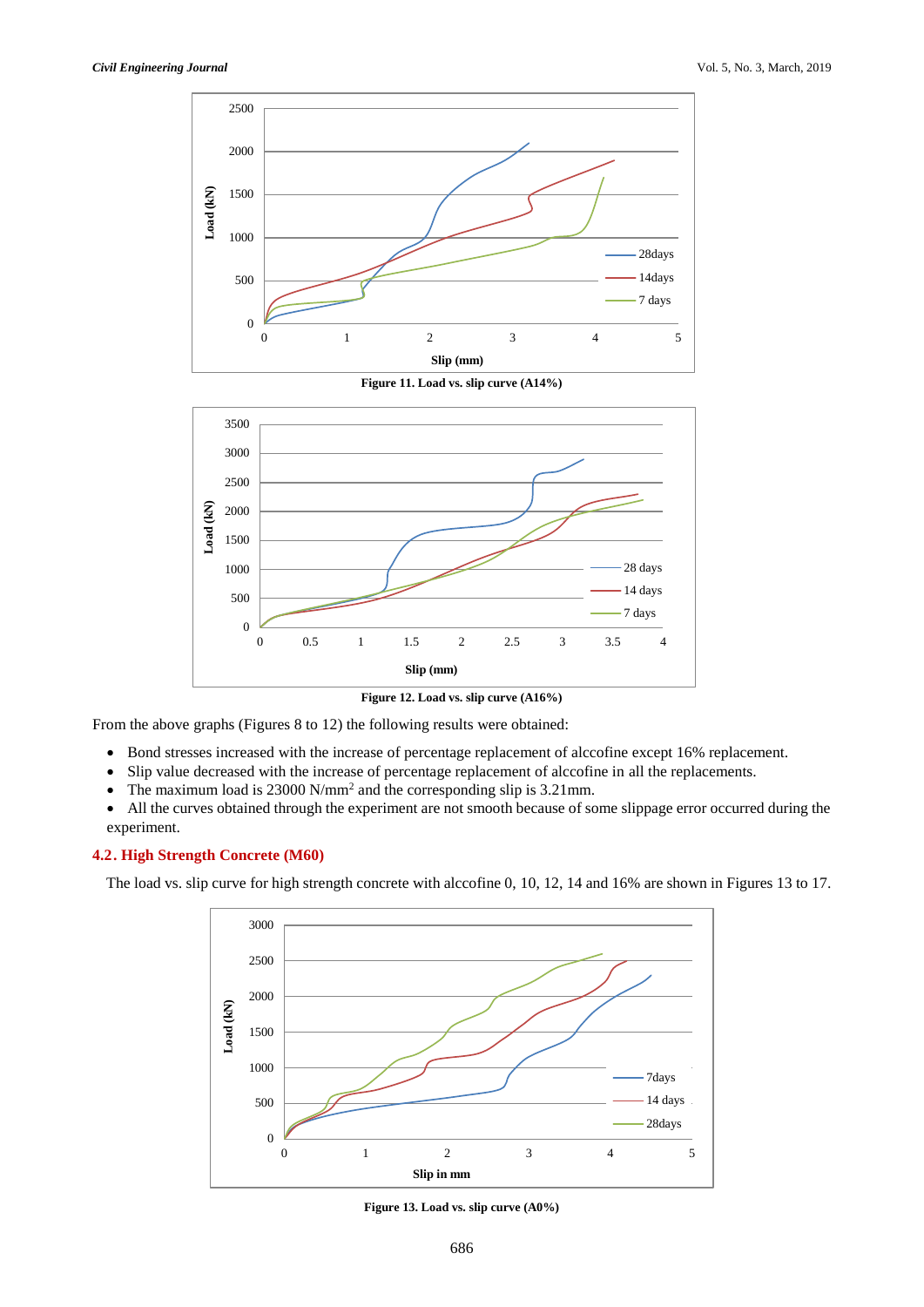Figure 11. Load vs. slip curve (A14%)

Figure 12. Load vs. slip curve (A16%)

From the above graphs (Figures 8 to 12) the following results were obtained:

- Bond stresses increased with the increase of percentage replacement of alccofine except 16% replacement.
- Slip value decreased with the increase of percentage replacement of alccofine in all the replacements.
- The maximum load is 23000 N/mm$^2$ and the corresponding slip is 3.21mm.
- All the curves obtained through the experiment are not smooth because of some slippage error occurred during the experiment.

## 4.2. High Strength Concrete (M60)

The load vs. slip curve for high strength concrete with alccofine 0, 10, 12, 14 and 16% are shown in Figures 13 to 17.

Figure 13. Load vs. slip curve (A0%)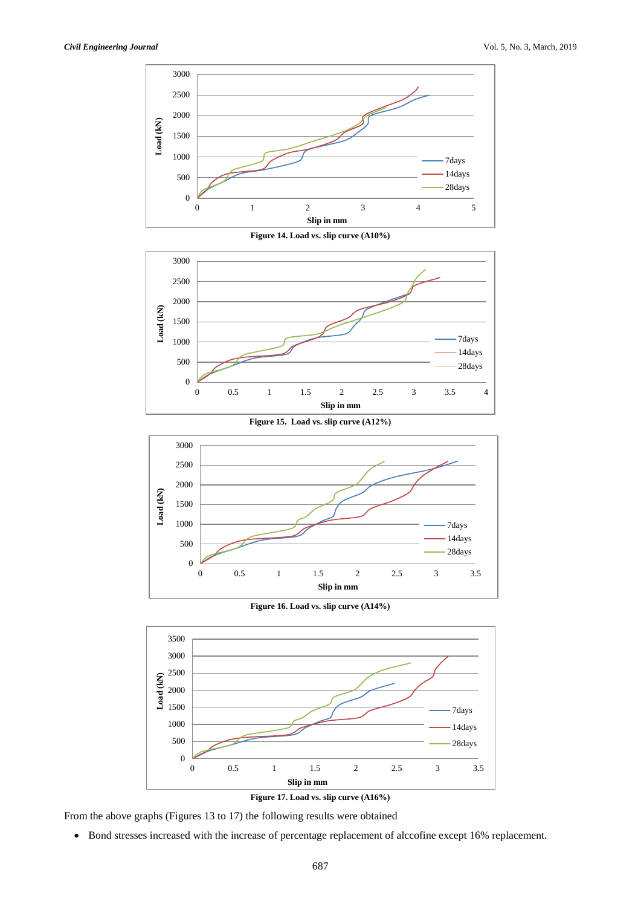Figure 14. Load vs. slip curve (A10%)

Figure 15. Load vs. slip curve (A12%)

Figure 16. Load vs. slip curve (A14%)

Figure 17. Load vs. slip curve (A16%)

From the above graphs (Figures 13 to 17) the following results were obtained

- Bond stresses increased with the increase of percentage replacement of alccofine except 16% replacement.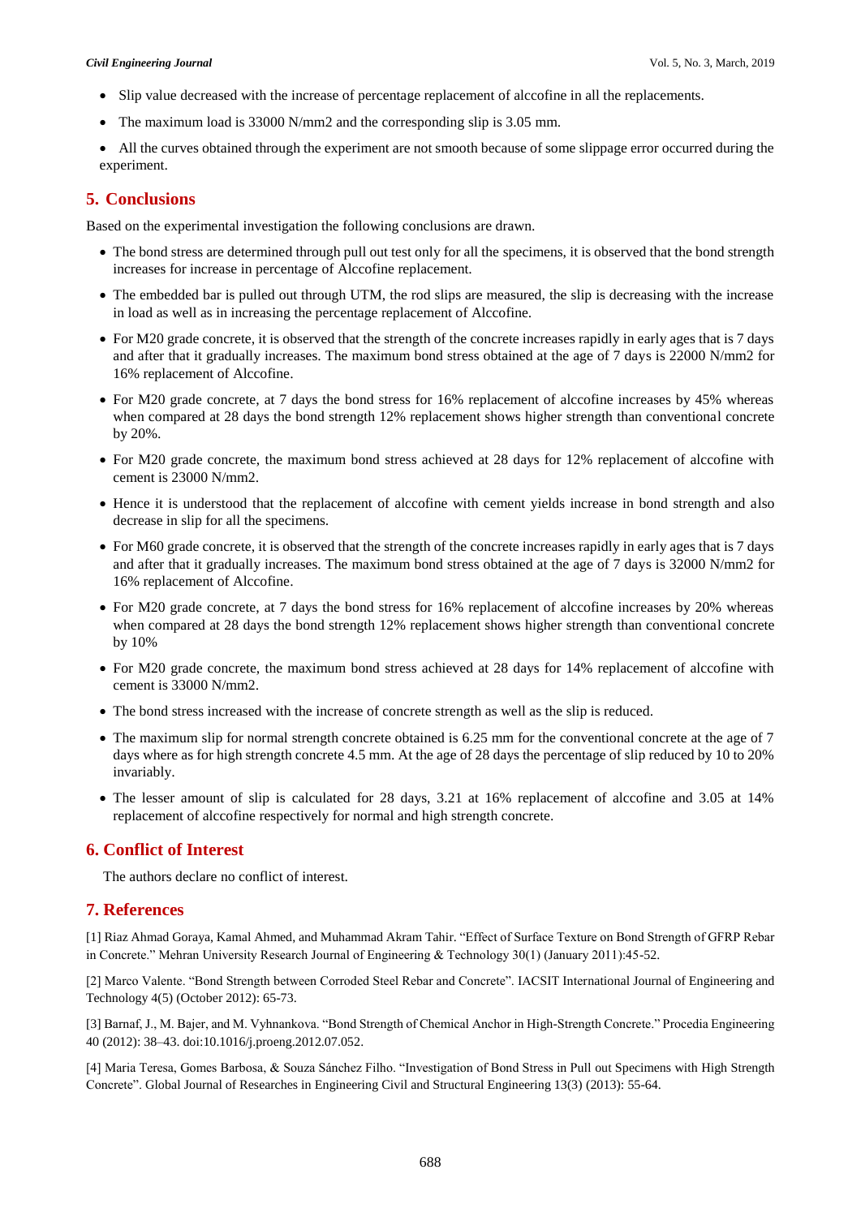- Slip value decreased with the increase of percentage replacement of alccofine in all the replacements.
- The maximum load is 33000 N/mm2 and the corresponding slip is 3.05 mm.
- All the curves obtained through the experiment are not smooth because of some slippage error occurred during the experiment.

## 5. Conclusions

Based on the experimental investigation the following conclusions are drawn.

- The bond stress are determined through pull out test only for all the specimens, it is observed that the bond strength increases for increase in percentage of Alccofine replacement.
- The embedded bar is pulled out through UTM, the rod slips are measured, the slip is decreasing with the increase in load as well as in increasing the percentage replacement of Alccofine.
- For M20 grade concrete, it is observed that the strength of the concrete increases rapidly in early ages that is 7 days and after that it gradually increases. The maximum bond stress obtained at the age of 7 days is 22000 N/mm2 for 16% replacement of Alccofine.
- For M20 grade concrete, at 7 days the bond stress for 16% replacement of alccofine increases by 45% whereas when compared at 28 days the bond strength 12% replacement shows higher strength than conventional concrete by 20%.
- For M20 grade concrete, the maximum bond stress achieved at 28 days for 12% replacement of alccofine with cement is 23000 N/mm2.
- Hence it is understood that the replacement of alccofine with cement yields increase in bond strength and also decrease in slip for all the specimens.
- For M60 grade concrete, it is observed that the strength of the concrete increases rapidly in early ages that is 7 days and after that it gradually increases. The maximum bond stress obtained at the age of 7 days is 32000 N/mm2 for 16% replacement of Alccofine.
- For M20 grade concrete, at 7 days the bond stress for 16% replacement of alccofine increases by 20% whereas when compared at 28 days the bond strength 12% replacement shows higher strength than conventional concrete by 10%
- For M20 grade concrete, the maximum bond stress achieved at 28 days for 14% replacement of alccofine with cement is 33000 N/mm2.
- The bond stress increased with the increase of concrete strength as well as the slip is reduced.
- The maximum slip for normal strength concrete obtained is 6.25 mm for the conventional concrete at the age of 7 days where as for high strength concrete 4.5 mm. At the age of 28 days the percentage of slip reduced by 10 to 20% invariably.
- The lesser amount of slip is calculated for 28 days, 3.21 at 16% replacement of alccofine and 3.05 at 14% replacement of alccofine respectively for normal and high strength concrete.

## 6. Conflict of Interest

The authors declare no conflict of interest.

## 7. References

[1] Riaz Ahmad Goraya, Kamal Ahmed, and Muhammad Akram Tahir. "Effect of Surface Texture on Bond Strength of GFRP Rebar in Concrete." Mehran University Research Journal of Engineering & Technology 30(1) (January 2011):45-52.

[2] Marco Valente. "Bond Strength between Corroded Steel Rebar and Concrete". IACSIT International Journal of Engineering and Technology 4(5) (October 2012): 65-73.

[3] Barnaf, J., M. Bajer, and M. Vyhnankova. "Bond Strength of Chemical Anchor in High-Strength Concrete." Procedia Engineering 40 (2012): 38–43. doi:10.1016/j.proeng.2012.07.052.

[4] Maria Teresa, Gomes Barbosa, & Souza Sánchez Filho. "Investigation of Bond Stress in Pull out Specimens with High Strength Concrete". Global Journal of Researches in Engineering Civil and Structural Engineering 13(3) (2013): 55-64.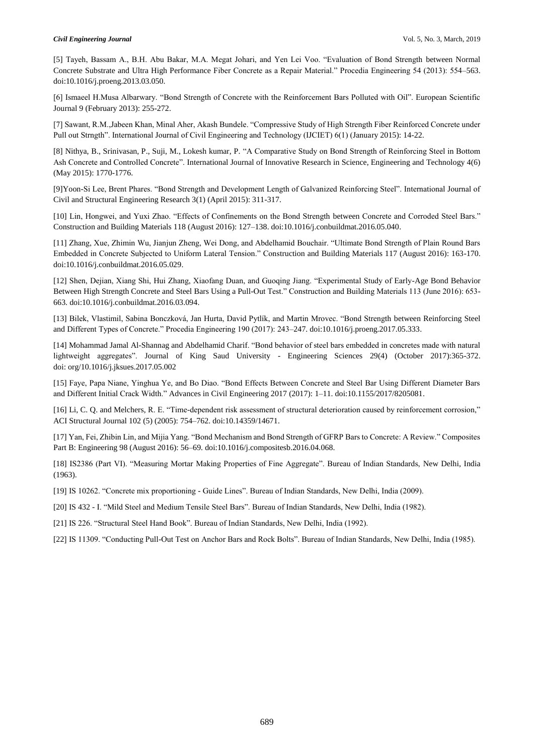[5] Tayeh, Bassam A., B.H. Abu Bakar, M.A. Megat Johari, and Yen Lei Voo. "Evaluation of Bond Strength between Normal Concrete Substrate and Ultra High Performance Fiber Concrete as a Repair Material." Procedia Engineering 54 (2013): 554–563. doi:10.1016/j.proeng.2013.03.050.

[6] Ismaeel H.Musa Albarwary. "Bond Strength of Concrete with the Reinforcement Bars Polluted with Oil". European Scientific Journal 9 (February 2013): 255-272.

[7] Sawant, R.M.,Jabeen Khan, Minal Aher, Akash Bundele. "Compressive Study of High Strength Fiber Reinforced Concrete under Pull out Strngth". International Journal of Civil Engineering and Technology (IJCIET) 6(1) (January 2015): 14-22.

[8] Nithya, B., Srinivasan, P., Suji, M., Lokesh kumar, P. "A Comparative Study on Bond Strength of Reinforcing Steel in Bottom Ash Concrete and Controlled Concrete". International Journal of Innovative Research in Science, Engineering and Technology 4(6) (May 2015): 1770-1776.

[9]Yoon-Si Lee, Brent Phares. "Bond Strength and Development Length of Galvanized Reinforcing Steel". International Journal of Civil and Structural Engineering Research 3(1) (April 2015): 311-317.

[10] Lin, Hongwei, and Yuxi Zhao. "Effects of Confinements on the Bond Strength between Concrete and Corroded Steel Bars." Construction and Building Materials 118 (August 2016): 127–138. doi:10.1016/j.conbuildmat.2016.05.040.

[11] Zhang, Xue, Zhimin Wu, Jianjun Zheng, Wei Dong, and Abdelhamid Bouchair. "Ultimate Bond Strength of Plain Round Bars Embedded in Concrete Subjected to Uniform Lateral Tension." Construction and Building Materials 117 (August 2016): 163-170. doi:10.1016/j.conbuildmat.2016.05.029.

[12] Shen, Dejian, Xiang Shi, Hui Zhang, Xiaofang Duan, and Guoqing Jiang. "Experimental Study of Early-Age Bond Behavior Between High Strength Concrete and Steel Bars Using a Pull-Out Test." Construction and Building Materials 113 (June 2016): 653-663. doi:10.1016/j.conbuildmat.2016.03.094.

[13] Bilek, Vlastimil, Sabina Bonczková, Jan Hurta, David Pytlík, and Martin Mrovec. "Bond Strength between Reinforcing Steel and Different Types of Concrete." Procedia Engineering 190 (2017): 243–247. doi:10.1016/j.proeng.2017.05.333.

[14] Mohammad Jamal Al-Shannag and Abdelhamid Charif. "Bond behavior of steel bars embedded in concretes made with natural lightweight aggregates". Journal of King Saud University - Engineering Sciences 29(4) (October 2017):365-372. doi: org/10.1016/j.jksues.2017.05.002

[15] Faye, Papa Niane, Yinghua Ye, and Bo Diao. "Bond Effects Between Concrete and Steel Bar Using Different Diameter Bars and Different Initial Crack Width." Advances in Civil Engineering 2017 (2017): 1–11. doi:10.1155/2017/8205081.

[16] Li, C. Q. and Melchers, R. E. "Time-dependent risk assessment of structural deterioration caused by reinforcement corrosion," ACI Structural Journal 102 (5) (2005): 754–762. doi:10.14359/14671.

[17] Yan, Fei, Zhibin Lin, and Mijia Yang. "Bond Mechanism and Bond Strength of GFRP Bars to Concrete: A Review." Composites Part B: Engineering 98 (August 2016): 56–69. doi:10.1016/j.compositesb.2016.04.068.

[18] IS2386 (Part VI). "Measuring Mortar Making Properties of Fine Aggregate". Bureau of Indian Standards, New Delhi, India (1963).

[19] IS 10262. "Concrete mix proportioning - Guide Lines". Bureau of Indian Standards, New Delhi, India (2009).

[20] IS 432 - I. "Mild Steel and Medium Tensile Steel Bars". Bureau of Indian Standards, New Delhi, India (1982).

[21] IS 226. "Structural Steel Hand Book". Bureau of Indian Standards, New Delhi, India (1992).

[22] IS 11309. "Conducting Pull-Out Test on Anchor Bars and Rock Bolts". Bureau of Indian Standards, New Delhi, India (1985).